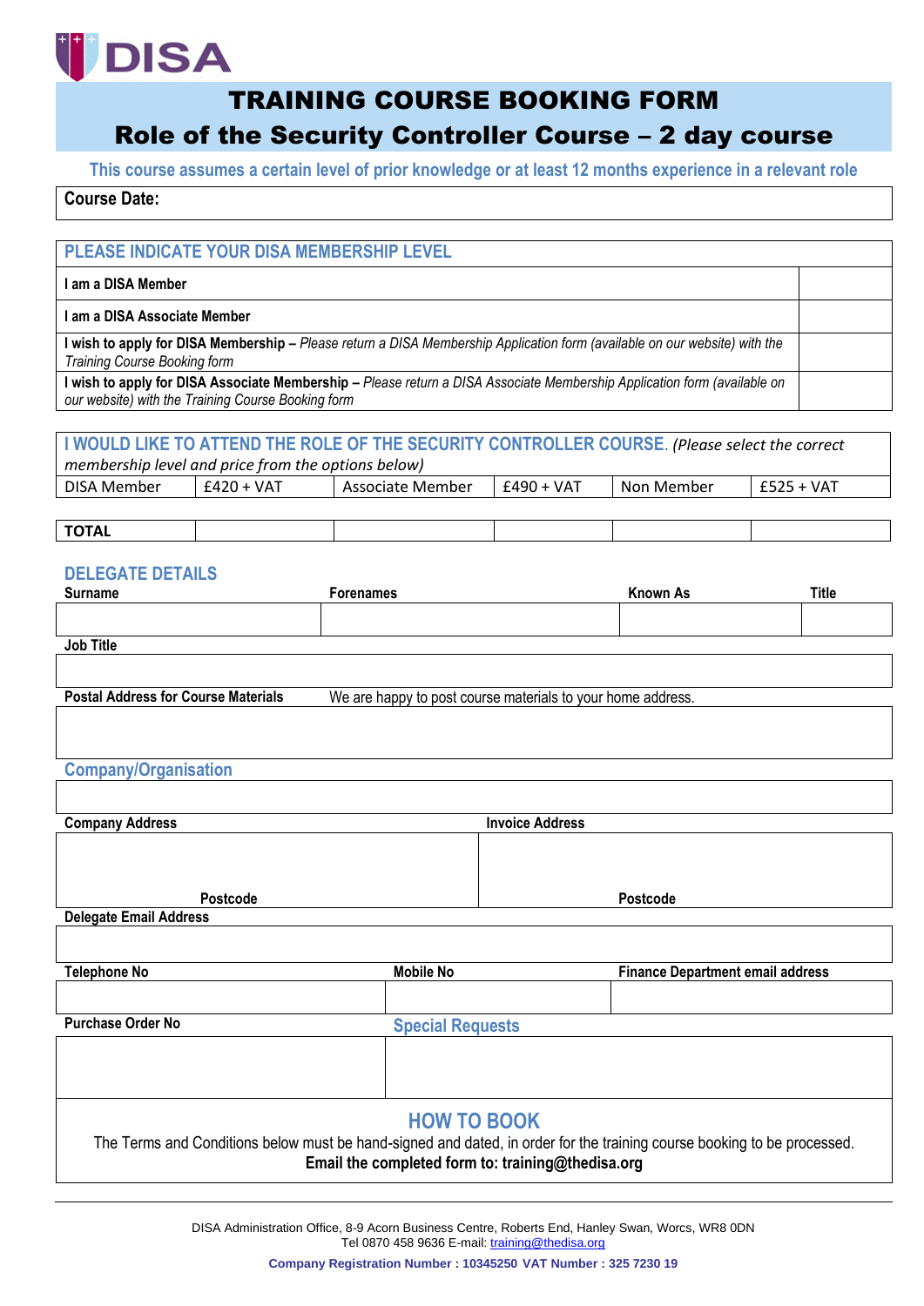DISA

# TRAINING COURSE BOOKING FORM

## Role of the Security Controller Course – 2 day course

**This course assumes a certain level of prior knowledge or at least 12 months experience in a relevant role**

**Course Date:**

| PLEASE INDICATE YOUR DISA MEMBERSHIP LEVEL | |
|---|---|
| **I am a DISA Member** | |
| **I am a DISA Associate Member** | |
| **I wish to apply for DISA Membership –** *Please return a DISA Membership Application form (available on our website) with the Training Course Booking form* | |
| **I wish to apply for DISA Associate Membership –** *Please return a DISA Associate Membership Application form (available on our website) with the Training Course Booking form* | |

**I WOULD LIKE TO ATTEND THE ROLE OF THE SECURITY CONTROLLER COURSE.** *(Please select the correct membership level and price from the options below)*

| DISA Member | £420 + VAT | Associate Member | £490 + VAT | Non Member | £525 + VAT |
|---|---|---|---|---|---|
| **TOTAL** | | | | | |

### DELEGATE DETAILS

| Surname | Forenames | Known As | Title |
|---|---|---|---|
| | | | |

**Job Title**

**Postal Address for Course Materials** We are happy to post course materials to your home address.

### Company/Organisation

| Company Address | Invoice Address |
|---|---|
| Postcode | Postcode |

**Delegate Email Address**

| Telephone No | Mobile No | Finance Department email address |
|---|---|---|
| | | |

| Purchase Order No | Special Requests |
|---|---|
| | |

### HOW TO BOOK

The Terms and Conditions below must be hand-signed and dated, in order for the training course booking to be processed.

**Email the completed form to: training@thedisa.org**

DISA Administration Office, 8-9 Acorn Business Centre, Roberts End, Hanley Swan, Worcs, WR8 0DN
Tel 0870 458 9636 E-mail: training@thedisa.org

**Company Registration Number : 10345250 VAT Number : 325 7230 19**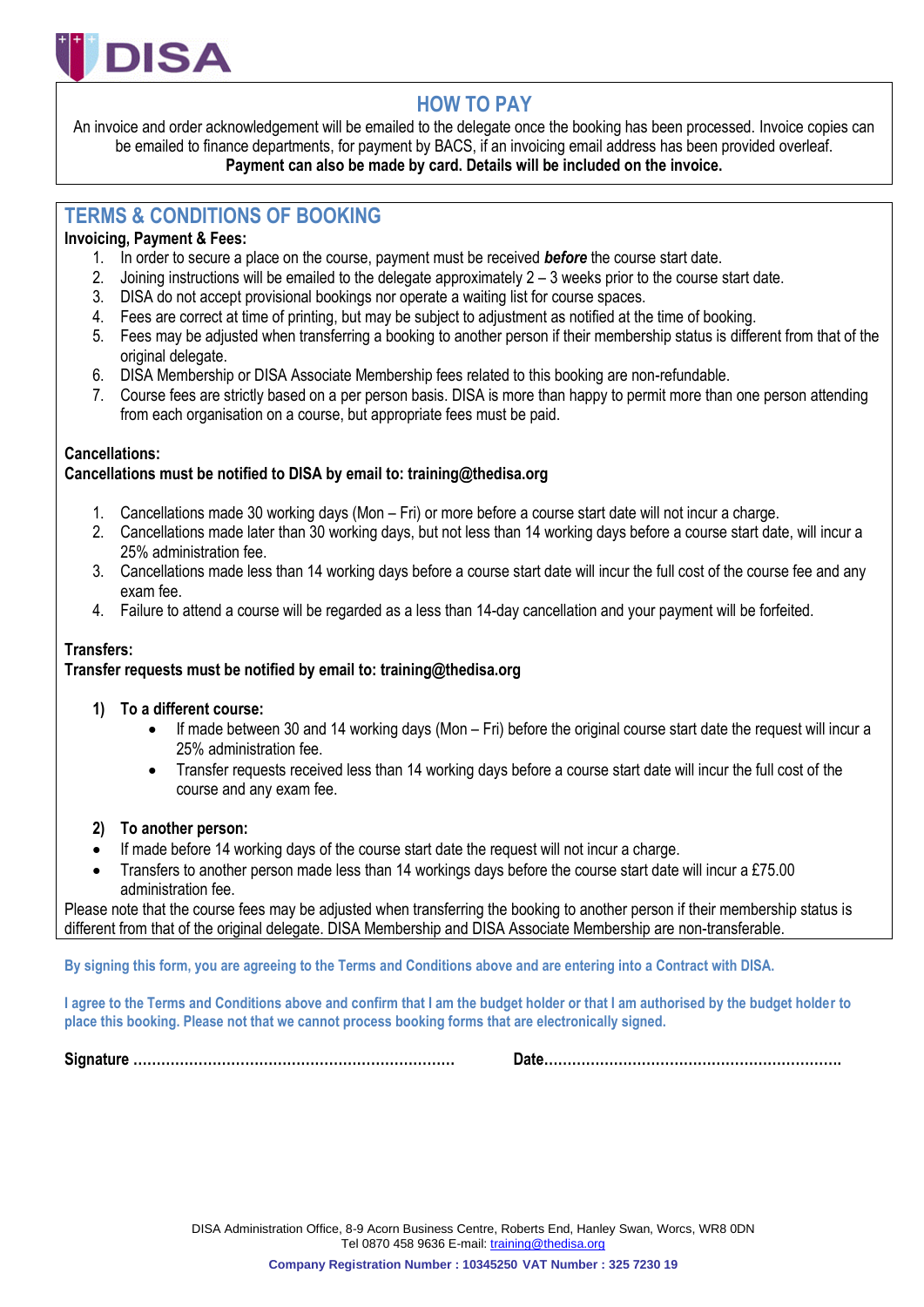DISA

## HOW TO PAY

An invoice and order acknowledgement will be emailed to the delegate once the booking has been processed. Invoice copies can be emailed to finance departments, for payment by BACS, if an invoicing email address has been provided overleaf.

**Payment can also be made by card. Details will be included on the invoice.**

## TERMS & CONDITIONS OF BOOKING

**Invoicing, Payment & Fees:**

1. In order to secure a place on the course, payment must be received ***before*** the course start date.
2. Joining instructions will be emailed to the delegate approximately 2 – 3 weeks prior to the course start date.
3. DISA do not accept provisional bookings nor operate a waiting list for course spaces.
4. Fees are correct at time of printing, but may be subject to adjustment as notified at the time of booking.
5. Fees may be adjusted when transferring a booking to another person if their membership status is different from that of the original delegate.
6. DISA Membership or DISA Associate Membership fees related to this booking are non-refundable.
7. Course fees are strictly based on a per person basis. DISA is more than happy to permit more than one person attending from each organisation on a course, but appropriate fees must be paid.

**Cancellations:**

**Cancellations must be notified to DISA by email to: training@thedisa.org**

1. Cancellations made 30 working days (Mon – Fri) or more before a course start date will not incur a charge.
2. Cancellations made later than 30 working days, but not less than 14 working days before a course start date, will incur a 25% administration fee.
3. Cancellations made less than 14 working days before a course start date will incur the full cost of the course fee and any exam fee.
4. Failure to attend a course will be regarded as a less than 14-day cancellation and your payment will be forfeited.

**Transfers:**

**Transfer requests must be notified by email to: training@thedisa.org**

**1) To a different course:**
- If made between 30 and 14 working days (Mon – Fri) before the original course start date the request will incur a 25% administration fee.
- Transfer requests received less than 14 working days before a course start date will incur the full cost of the course and any exam fee.

**2) To another person:**
- If made before 14 working days of the course start date the request will not incur a charge.
- Transfers to another person made less than 14 workings days before the course start date will incur a £75.00 administration fee.

Please note that the course fees may be adjusted when transferring the booking to another person if their membership status is different from that of the original delegate. DISA Membership and DISA Associate Membership are non-transferable.

**By signing this form, you are agreeing to the Terms and Conditions above and are entering into a Contract with DISA.**

**I agree to the Terms and Conditions above and confirm that I am the budget holder or that I am authorised by the budget holder to place this booking. Please not that we cannot process booking forms that are electronically signed.**

**Signature ……………………………………………………………** **Date………………………………………………………..**

DISA Administration Office, 8-9 Acorn Business Centre, Roberts End, Hanley Swan, Worcs, WR8 0DN
Tel 0870 458 9636 E-mail: training@thedisa.org

**Company Registration Number : 10345250 VAT Number : 325 7230 19**